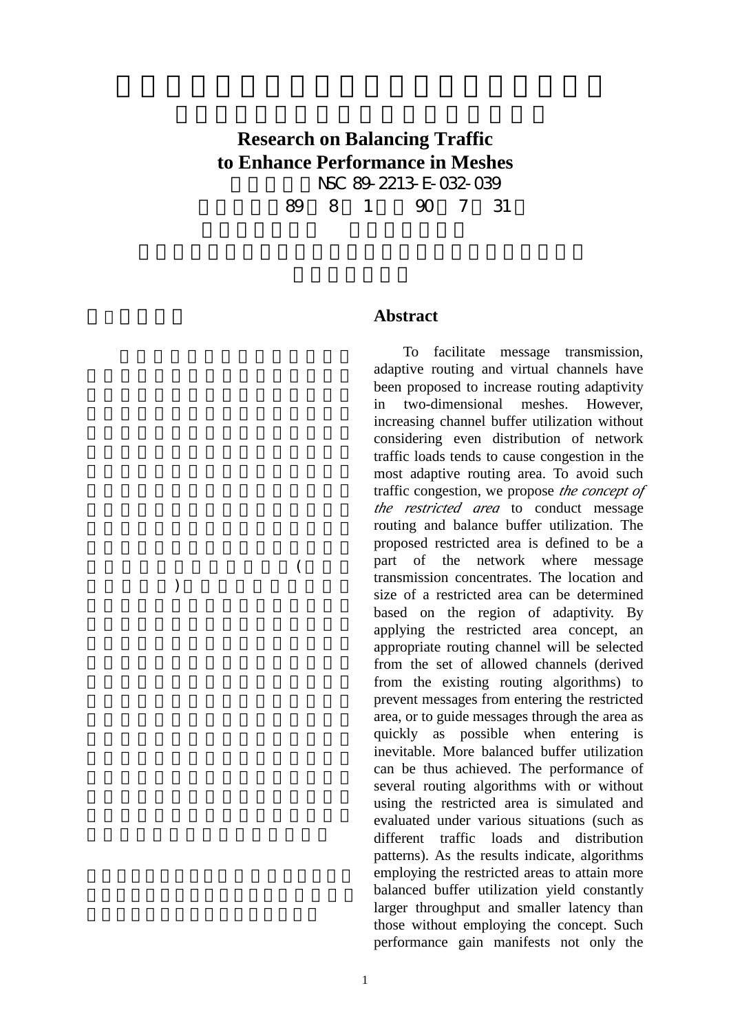# Research on Balancing Traffic to Enhance Performance in Meshes

NSC 89-2213-E-032-039

89 8 1 90 7 31

## Abstract

(

)

To facilitate message transmission, adaptive routing and virtual channels have been proposed to increase routing adaptivity in two-dimensional meshes. However, increasing channel buffer utilization without considering even distribution of network traffic loads tends to cause congestion in the most adaptive routing area. To avoid such traffic congestion, we propose *the concept of the restricted area* to conduct message routing and balance buffer utilization. The proposed restricted area is defined to be a part of the network where message transmission concentrates. The location and size of a restricted area can be determined based on the region of adaptivity. By applying the restricted area concept, an appropriate routing channel will be selected from the set of allowed channels (derived from the existing routing algorithms) to prevent messages from entering the restricted area, or to guide messages through the area as quickly as possible when entering is inevitable. More balanced buffer utilization can be thus achieved. The performance of several routing algorithms with or without using the restricted area is simulated and evaluated under various situations (such as different traffic loads and distribution patterns). As the results indicate, algorithms employing the restricted areas to attain more balanced buffer utilization yield constantly larger throughput and smaller latency than those without employing the concept. Such performance gain manifests not only the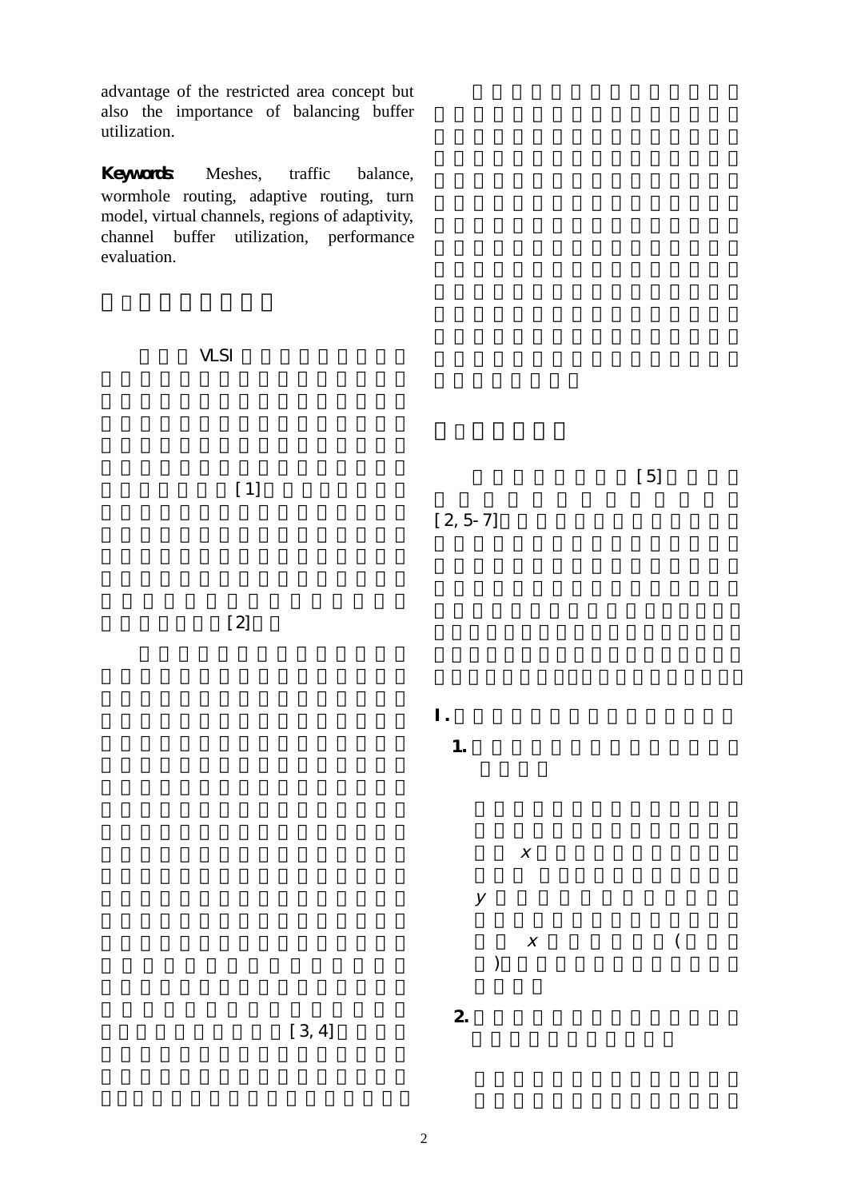advantage of the restricted area concept but also the importance of balancing buffer utilization.

**Keywords**: Meshes, traffic balance, wormhole routing, adaptive routing, turn model, virtual channels, regions of adaptivity, channel buffer utilization, performance evaluation.

VLSI

[1]

[2]

[3, 4]

[5]

[2, 5-7]

**I.**

**1.**

$x$

$y$

$x$ (

)

**2.**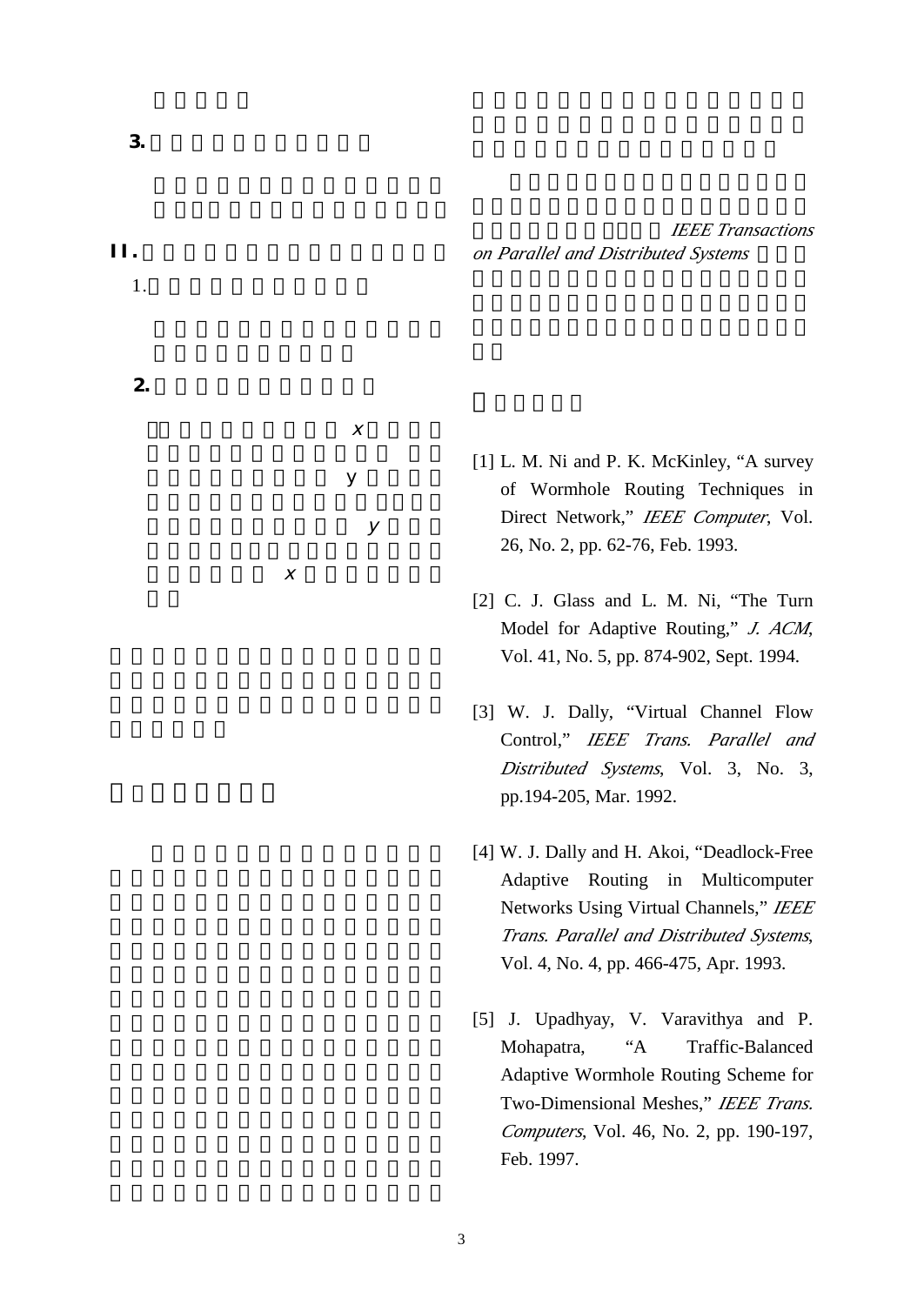3.

II.

1.

2.

$x$

$y$

$y$

$x$

*IEEE Transactions on Parallel and Distributed Systems*

[1] L. M. Ni and P. K. McKinley, “A survey of Wormhole Routing Techniques in Direct Network,” *IEEE Computer*, Vol. 26, No. 2, pp. 62-76, Feb. 1993.

[2] C. J. Glass and L. M. Ni, “The Turn Model for Adaptive Routing,” *J. ACM*, Vol. 41, No. 5, pp. 874-902, Sept. 1994.

[3] W. J. Dally, “Virtual Channel Flow Control,” *IEEE Trans. Parallel and Distributed Systems*, Vol. 3, No. 3, pp.194-205, Mar. 1992.

[4] W. J. Dally and H. Akoi, “Deadlock-Free Adaptive Routing in Multicomputer Networks Using Virtual Channels,” *IEEE Trans. Parallel and Distributed Systems*, Vol. 4, No. 4, pp. 466-475, Apr. 1993.

[5] J. Upadhyay, V. Varavithya and P. Mohapatra, “A Traffic-Balanced Adaptive Wormhole Routing Scheme for Two-Dimensional Meshes,” *IEEE Trans. Computers*, Vol. 46, No. 2, pp. 190-197, Feb. 1997.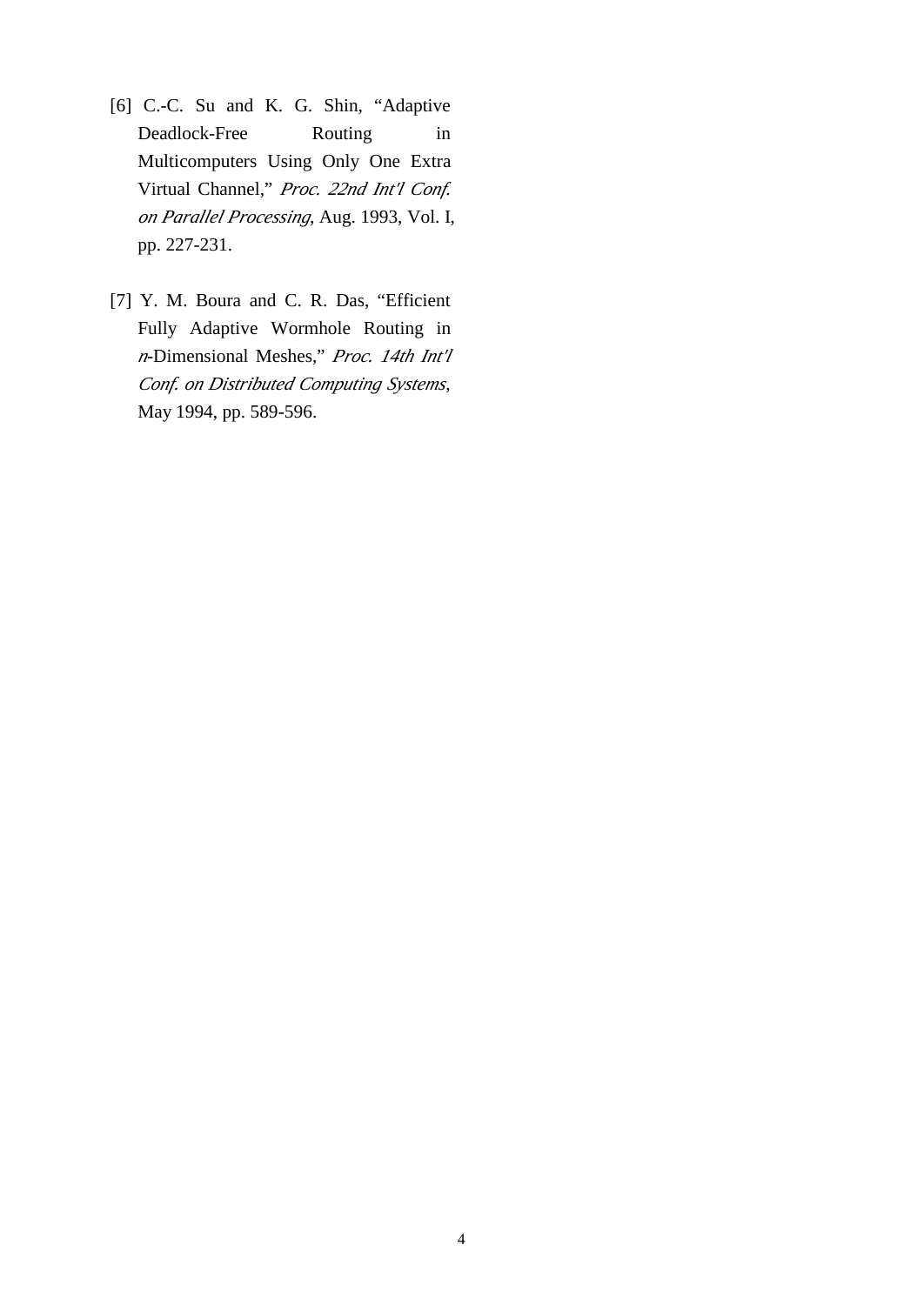[6] C.-C. Su and K. G. Shin, "Adaptive Deadlock-Free Routing in Multicomputers Using Only One Extra Virtual Channel," *Proc. 22nd Int'l Conf. on Parallel Processing*, Aug. 1993, Vol. I, pp. 227-231.

[7] Y. M. Boura and C. R. Das, "Efficient Fully Adaptive Wormhole Routing in *n*-Dimensional Meshes," *Proc. 14th Int'l Conf. on Distributed Computing Systems*, May 1994, pp. 589-596.